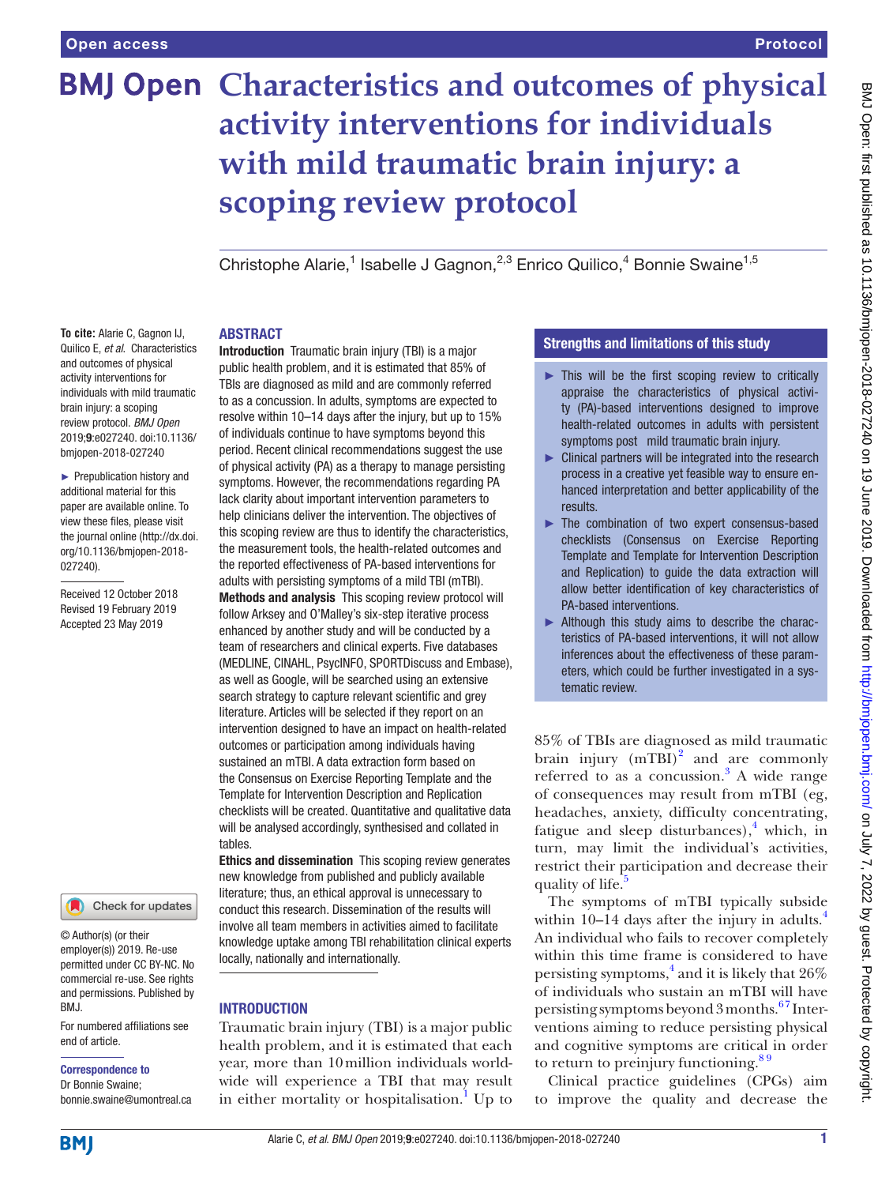# Characteristics and outcomes of physical activity interventions for individuals with mild traumatic brain injury: a scoping review protocol

Christophe Alarie,[1] Isabelle J Gagnon,[2,3] Enrico Quilico,[4] Bonnie Swaine[1,5]

**To cite:** Alarie C, Gagnon IJ, Quilico E, *et al*. Characteristics and outcomes of physical activity interventions for individuals with mild traumatic brain injury: a scoping review protocol. *BMJ Open* 2019;**9**:e027240. doi:10.1136/bmjopen-2018-027240

► Prepublication history and additional material for this paper are available online. To view these files, please visit the journal online (http://dx.doi.org/10.1136/bmjopen-2018-027240).

Received 12 October 2018
Revised 19 February 2019
Accepted 23 May 2019

© Author(s) (or their employer(s)) 2019. Re-use permitted under CC BY-NC. No commercial re-use. See rights and permissions. Published by BMJ.

For numbered affiliations see end of article.

**Correspondence to**
Dr Bonnie Swaine;
bonnie.swaine@umontreal.ca

## ABSTRACT

**Introduction** Traumatic brain injury (TBI) is a major public health problem, and it is estimated that 85% of TBIs are diagnosed as mild and are commonly referred to as a concussion. In adults, symptoms are expected to resolve within 10–14 days after the injury, but up to 15% of individuals continue to have symptoms beyond this period. Recent clinical recommendations suggest the use of physical activity (PA) as a therapy to manage persisting symptoms. However, the recommendations regarding PA lack clarity about important intervention parameters to help clinicians deliver the intervention. The objectives of this scoping review are thus to identify the characteristics, the measurement tools, the health-related outcomes and the reported effectiveness of PA-based interventions for adults with persisting symptoms of a mild TBI (mTBI).

**Methods and analysis** This scoping review protocol will follow Arksey and O'Malley's six-step iterative process enhanced by another study and will be conducted by a team of researchers and clinical experts. Five databases (MEDLINE, CINAHL, PsycINFO, SPORTDiscuss and Embase), as well as Google, will be searched using an extensive search strategy to capture relevant scientific and grey literature. Articles will be selected if they report on an intervention designed to have an impact on health-related outcomes or participation among individuals having sustained an mTBI. A data extraction form based on the Consensus on Exercise Reporting Template and the Template for Intervention Description and Replication checklists will be created. Quantitative and qualitative data will be analysed accordingly, synthesised and collated in tables.

**Ethics and dissemination** This scoping review generates new knowledge from published and publicly available literature; thus, an ethical approval is unnecessary to conduct this research. Dissemination of the results will involve all team members in activities aimed to facilitate knowledge uptake among TBI rehabilitation clinical experts locally, nationally and internationally.

## Strengths and limitations of this study

- This will be the first scoping review to critically appraise the characteristics of physical activity (PA)-based interventions designed to improve health-related outcomes in adults with persistent symptoms post mild traumatic brain injury.
- Clinical partners will be integrated into the research process in a creative yet feasible way to ensure enhanced interpretation and better applicability of the results.
- The combination of two expert consensus-based checklists (Consensus on Exercise Reporting Template and Template for Intervention Description and Replication) to guide the data extraction will allow better identification of key characteristics of PA-based interventions.
- Although this study aims to describe the characteristics of PA-based interventions, it will not allow inferences about the effectiveness of these parameters, which could be further investigated in a systematic review.

## INTRODUCTION

Traumatic brain injury (TBI) is a major public health problem, and it is estimated that each year, more than 10 million individuals worldwide will experience a TBI that may result in either mortality or hospitalisation.[1] Up to 85% of TBIs are diagnosed as mild traumatic brain injury (mTBI)[2] and are commonly referred to as a concussion.[3] A wide range of consequences may result from mTBI (eg, headaches, anxiety, difficulty concentrating, fatigue and sleep disturbances),[4] which, in turn, may limit the individual's activities, restrict their participation and decrease their quality of life.[5]

The symptoms of mTBI typically subside within 10–14 days after the injury in adults.[4] An individual who fails to recover completely within this time frame is considered to have persisting symptoms,[4] and it is likely that 26% of individuals who sustain an mTBI will have persisting symptoms beyond 3 months.[6,7] Interventions aiming to reduce persisting physical and cognitive symptoms are critical in order to return to preinjury functioning.[8,9]

Clinical practice guidelines (CPGs) aim to improve the quality and decrease the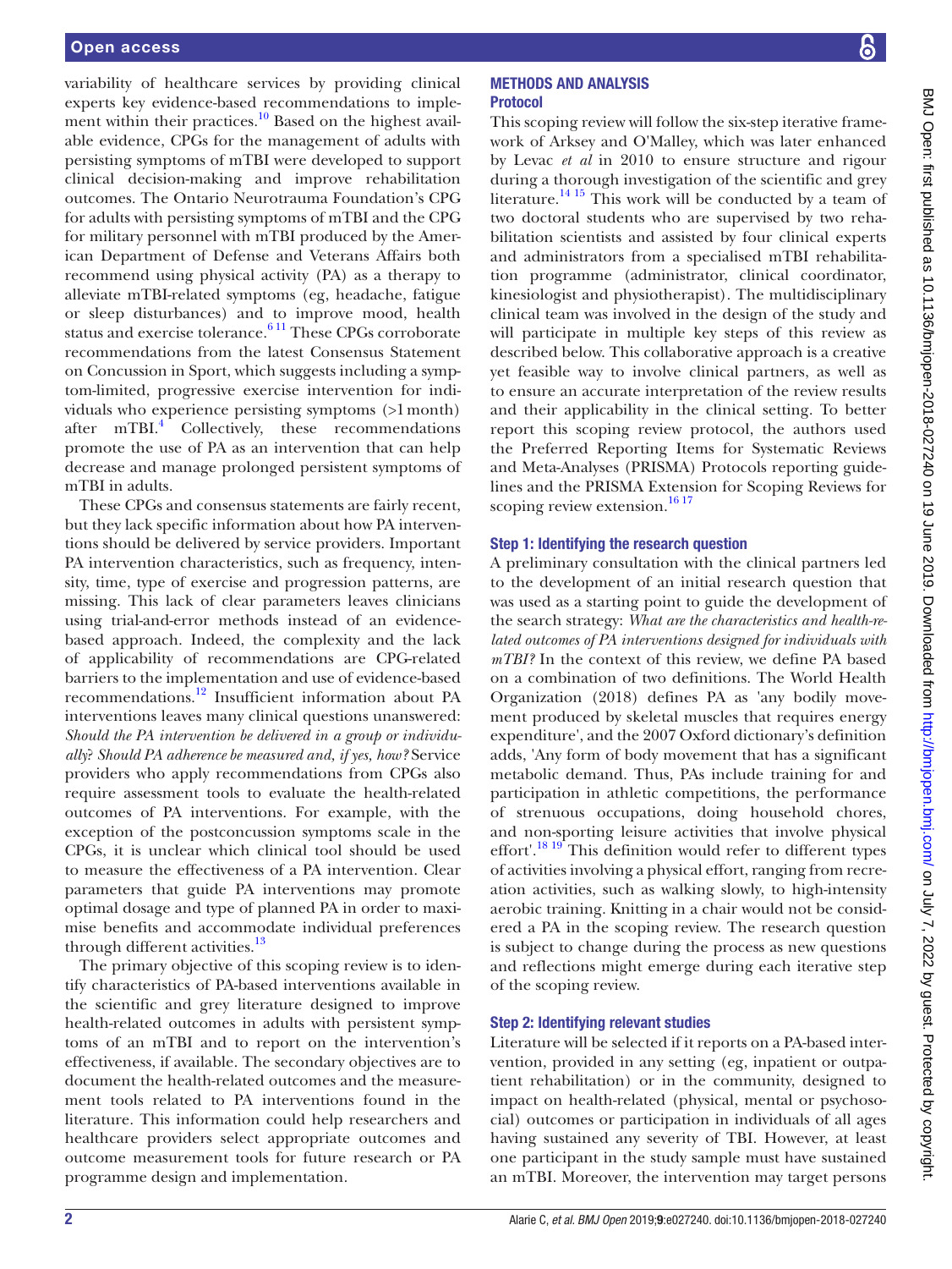variability of healthcare services by providing clinical experts key evidence-based recommendations to implement within their practices.[10] Based on the highest available evidence, CPGs for the management of adults with persisting symptoms of mTBI were developed to support clinical decision-making and improve rehabilitation outcomes. The Ontario Neurotrauma Foundation's CPG for adults with persisting symptoms of mTBI and the CPG for military personnel with mTBI produced by the American Department of Defense and Veterans Affairs both recommend using physical activity (PA) as a therapy to alleviate mTBI-related symptoms (eg, headache, fatigue or sleep disturbances) and to improve mood, health status and exercise tolerance.[6,11] These CPGs corroborate recommendations from the latest Consensus Statement on Concussion in Sport, which suggests including a symptom-limited, progressive exercise intervention for individuals who experience persisting symptoms (>1 month) after mTBI.[4] Collectively, these recommendations promote the use of PA as an intervention that can help decrease and manage prolonged persistent symptoms of mTBI in adults.

These CPGs and consensus statements are fairly recent, but they lack specific information about how PA interventions should be delivered by service providers. Important PA intervention characteristics, such as frequency, intensity, time, type of exercise and progression patterns, are missing. This lack of clear parameters leaves clinicians using trial-and-error methods instead of an evidence-based approach. Indeed, the complexity and the lack of applicability of recommendations are CPG-related barriers to the implementation and use of evidence-based recommendations.[12] Insufficient information about PA interventions leaves many clinical questions unanswered: *Should the PA intervention be delivered in a group or individually? Should PA adherence be measured and, if yes, how?* Service providers who apply recommendations from CPGs also require assessment tools to evaluate the health-related outcomes of PA interventions. For example, with the exception of the postconcussion symptoms scale in the CPGs, it is unclear which clinical tool should be used to measure the effectiveness of a PA intervention. Clear parameters that guide PA interventions may promote optimal dosage and type of planned PA in order to maximise benefits and accommodate individual preferences through different activities.[13]

The primary objective of this scoping review is to identify characteristics of PA-based interventions available in the scientific and grey literature designed to improve health-related outcomes in adults with persistent symptoms of an mTBI and to report on the intervention's effectiveness, if available. The secondary objectives are to document the health-related outcomes and the measurement tools related to PA interventions found in the literature. This information could help researchers and healthcare providers select appropriate outcomes and outcome measurement tools for future research or PA programme design and implementation.

## METHODS AND ANALYSIS

### Protocol

This scoping review will follow the six-step iterative framework of Arksey and O'Malley, which was later enhanced by Levac *et al* in 2010 to ensure structure and rigour during a thorough investigation of the scientific and grey literature.[14,15] This work will be conducted by a team of two doctoral students who are supervised by two rehabilitation scientists and assisted by four clinical experts and administrators from a specialised mTBI rehabilitation programme (administrator, clinical coordinator, kinesiologist and physiotherapist). The multidisciplinary clinical team was involved in the design of the study and will participate in multiple key steps of this review as described below. This collaborative approach is a creative yet feasible way to involve clinical partners, as well as to ensure an accurate interpretation of the review results and their applicability in the clinical setting. To better report this scoping review protocol, the authors used the Preferred Reporting Items for Systematic Reviews and Meta-Analyses (PRISMA) Protocols reporting guidelines and the PRISMA Extension for Scoping Reviews for scoping review extension.[16,17]

### Step 1: Identifying the research question

A preliminary consultation with the clinical partners led to the development of an initial research question that was used as a starting point to guide the development of the search strategy: *What are the characteristics and health-related outcomes of PA interventions designed for individuals with mTBI?* In the context of this review, we define PA based on a combination of two definitions. The World Health Organization (2018) defines PA as 'any bodily movement produced by skeletal muscles that requires energy expenditure', and the 2007 Oxford dictionary's definition adds, 'Any form of body movement that has a significant metabolic demand. Thus, PAs include training for and participation in athletic competitions, the performance of strenuous occupations, doing household chores, and non-sporting leisure activities that involve physical effort'.[18,19] This definition would refer to different types of activities involving a physical effort, ranging from recreation activities, such as walking slowly, to high-intensity aerobic training. Knitting in a chair would not be considered a PA in the scoping review. The research question is subject to change during the process as new questions and reflections might emerge during each iterative step of the scoping review.

### Step 2: Identifying relevant studies

Literature will be selected if it reports on a PA-based intervention, provided in any setting (eg, inpatient or outpatient rehabilitation) or in the community, designed to impact on health-related (physical, mental or psychosocial) outcomes or participation in individuals of all ages having sustained any severity of TBI. However, at least one participant in the study sample must have sustained an mTBI. Moreover, the intervention may target persons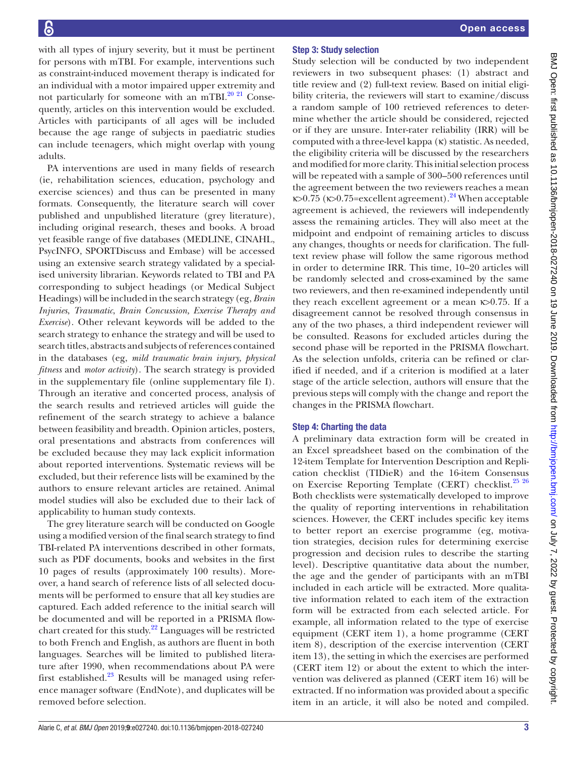with all types of injury severity, but it must be pertinent for persons with mTBI. For example, interventions such as constraint-induced movement therapy is indicated for an individual with a motor impaired upper extremity and not particularly for someone with an mTBI.[20 21] Consequently, articles on this intervention would be excluded. Articles with participants of all ages will be included because the age range of subjects in paediatric studies can include teenagers, which might overlap with young adults.

PA interventions are used in many fields of research (ie, rehabilitation sciences, education, psychology and exercise sciences) and thus can be presented in many formats. Consequently, the literature search will cover published and unpublished literature (grey literature), including original research, theses and books. A broad yet feasible range of five databases (MEDLINE, CINAHL, PsycINFO, SPORTDiscuss and Embase) will be accessed using an extensive search strategy validated by a specialised university librarian. Keywords related to TBI and PA corresponding to subject headings (or Medical Subject Headings) will be included in the search strategy (eg, *Brain Injuries*, *Traumatic*, *Brain Concussion*, *Exercise Therapy and Exercise*). Other relevant keywords will be added to the search strategy to enhance the strategy and will be used to search titles, abstracts and subjects of references contained in the databases (eg, *mild traumatic brain injury*, *physical fitness* and *motor activity*). The search strategy is provided in the supplementary file (online supplementary file I). Through an iterative and concerted process, analysis of the search results and retrieved articles will guide the refinement of the search strategy to achieve a balance between feasibility and breadth. Opinion articles, posters, oral presentations and abstracts from conferences will be excluded because they may lack explicit information about reported interventions. Systematic reviews will be excluded, but their reference lists will be examined by the authors to ensure relevant articles are retained. Animal model studies will also be excluded due to their lack of applicability to human study contexts.

The grey literature search will be conducted on Google using a modified version of the final search strategy to find TBI-related PA interventions described in other formats, such as PDF documents, books and websites in the first 10 pages of results (approximately 100 results). Moreover, a hand search of reference lists of all selected documents will be performed to ensure that all key studies are captured. Each added reference to the initial search will be documented and will be reported in a PRISMA flowchart created for this study.[22] Languages will be restricted to both French and English, as authors are fluent in both languages. Searches will be limited to published literature after 1990, when recommendations about PA were first established.[23] Results will be managed using reference manager software (EndNote), and duplicates will be removed before selection.

### Step 3: Study selection

Study selection will be conducted by two independent reviewers in two subsequent phases: (1) abstract and title review and (2) full-text review. Based on initial eligibility criteria, the reviewers will start to examine/discuss a random sample of 100 retrieved references to determine whether the article should be considered, rejected or if they are unsure. Inter-rater reliability (IRR) will be computed with a three-level kappa (κ) statistic. As needed, the eligibility criteria will be discussed by the researchers and modified for more clarity. This initial selection process will be repeated with a sample of 300–500 references until the agreement between the two reviewers reaches a mean $\kappa > 0.75$ ($\kappa > 0.75$=excellent agreement).[24] When acceptable agreement is achieved, the reviewers will independently assess the remaining articles. They will also meet at the midpoint and endpoint of remaining articles to discuss any changes, thoughts or needs for clarification. The full-text review phase will follow the same rigorous method in order to determine IRR. This time, 10–20 articles will be randomly selected and cross-examined by the same two reviewers, and then re-examined independently until they reach excellent agreement or a mean $\kappa > 0.75$. If a disagreement cannot be resolved through consensus in any of the two phases, a third independent reviewer will be consulted. Reasons for excluded articles during the second phase will be reported in the PRISMA flowchart. As the selection unfolds, criteria can be refined or clarified if needed, and if a criterion is modified at a later stage of the article selection, authors will ensure that the previous steps will comply with the change and report the changes in the PRISMA flowchart.

### Step 4: Charting the data

A preliminary data extraction form will be created in an Excel spreadsheet based on the combination of the 12-item Template for Intervention Description and Replication checklist (TIDieR) and the 16-item Consensus on Exercise Reporting Template (CERT) checklist.[25 26] Both checklists were systematically developed to improve the quality of reporting interventions in rehabilitation sciences. However, the CERT includes specific key items to better report an exercise programme (eg, motivation strategies, decision rules for determining exercise progression and decision rules to describe the starting level). Descriptive quantitative data about the number, the age and the gender of participants with an mTBI included in each article will be extracted. More qualitative information related to each item of the extraction form will be extracted from each selected article. For example, all information related to the type of exercise equipment (CERT item 1), a home programme (CERT item 8), description of the exercise intervention (CERT item 13), the setting in which the exercises are performed (CERT item 12) or about the extent to which the intervention was delivered as planned (CERT item 16) will be extracted. If no information was provided about a specific item in an article, it will also be noted and compiled.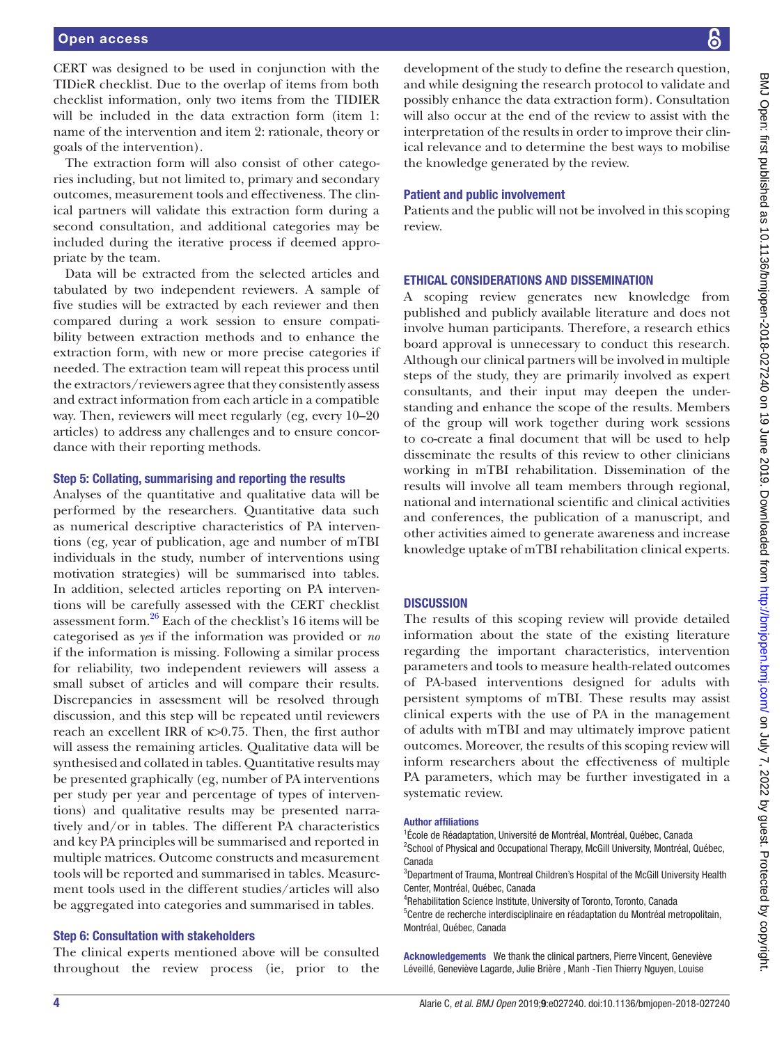CERT was designed to be used in conjunction with the TIDieR checklist. Due to the overlap of items from both checklist information, only two items from the TIDIER will be included in the data extraction form (item 1: name of the intervention and item 2: rationale, theory or goals of the intervention).

The extraction form will also consist of other categories including, but not limited to, primary and secondary outcomes, measurement tools and effectiveness. The clinical partners will validate this extraction form during a second consultation, and additional categories may be included during the iterative process if deemed appropriate by the team.

Data will be extracted from the selected articles and tabulated by two independent reviewers. A sample of five studies will be extracted by each reviewer and then compared during a work session to ensure compatibility between extraction methods and to enhance the extraction form, with new or more precise categories if needed. The extraction team will repeat this process until the extractors/reviewers agree that they consistently assess and extract information from each article in a compatible way. Then, reviewers will meet regularly (eg, every 10–20 articles) to address any challenges and to ensure concordance with their reporting methods.

### Step 5: Collating, summarising and reporting the results

Analyses of the quantitative and qualitative data will be performed by the researchers. Quantitative data such as numerical descriptive characteristics of PA interventions (eg, year of publication, age and number of mTBI individuals in the study, number of interventions using motivation strategies) will be summarised into tables. In addition, selected articles reporting on PA interventions will be carefully assessed with the CERT checklist assessment form.[26] Each of the checklist's 16 items will be categorised as *yes* if the information was provided or *no* if the information is missing. Following a similar process for reliability, two independent reviewers will assess a small subset of articles and will compare their results. Discrepancies in assessment will be resolved through discussion, and this step will be repeated until reviewers reach an excellent IRR of $\kappa>0.75$. Then, the first author will assess the remaining articles. Qualitative data will be synthesised and collated in tables. Quantitative results may be presented graphically (eg, number of PA interventions per study per year and percentage of types of interventions) and qualitative results may be presented narratively and/or in tables. The different PA characteristics and key PA principles will be summarised and reported in multiple matrices. Outcome constructs and measurement tools will be reported and summarised in tables. Measurement tools used in the different studies/articles will also be aggregated into categories and summarised in tables.

### Step 6: Consultation with stakeholders

The clinical experts mentioned above will be consulted throughout the review process (ie, prior to the development of the study to define the research question, and while designing the research protocol to validate and possibly enhance the data extraction form). Consultation will also occur at the end of the review to assist with the interpretation of the results in order to improve their clinical relevance and to determine the best ways to mobilise the knowledge generated by the review.

### Patient and public involvement

Patients and the public will not be involved in this scoping review.

## ETHICAL CONSIDERATIONS AND DISSEMINATION

A scoping review generates new knowledge from published and publicly available literature and does not involve human participants. Therefore, a research ethics board approval is unnecessary to conduct this research. Although our clinical partners will be involved in multiple steps of the study, they are primarily involved as expert consultants, and their input may deepen the understanding and enhance the scope of the results. Members of the group will work together during work sessions to co-create a final document that will be used to help disseminate the results of this review to other clinicians working in mTBI rehabilitation. Dissemination of the results will involve all team members through regional, national and international scientific and clinical activities and conferences, the publication of a manuscript, and other activities aimed to generate awareness and increase knowledge uptake of mTBI rehabilitation clinical experts.

## DISCUSSION

The results of this scoping review will provide detailed information about the state of the existing literature regarding the important characteristics, intervention parameters and tools to measure health-related outcomes of PA-based interventions designed for adults with persistent symptoms of mTBI. These results may assist clinical experts with the use of PA in the management of adults with mTBI and may ultimately improve patient outcomes. Moreover, the results of this scoping review will inform researchers about the effectiveness of multiple PA parameters, which may be further investigated in a systematic review.

#### Author affiliations

[1]École de Réadaptation, Université de Montréal, Montréal, Québec, Canada
[2]School of Physical and Occupational Therapy, McGill University, Montréal, Québec, Canada
[3]Department of Trauma, Montreal Children's Hospital of the McGill University Health Center, Montréal, Québec, Canada
[4]Rehabilitation Science Institute, University of Toronto, Toronto, Canada
[5]Centre de recherche interdisciplinaire en réadaptation du Montréal metropolitain, Montréal, Québec, Canada

**Acknowledgements** We thank the clinical partners, Pierre Vincent, Geneviève Léveillé, Geneviève Lagarde, Julie Brière , Manh -Tien Thierry Nguyen, Louise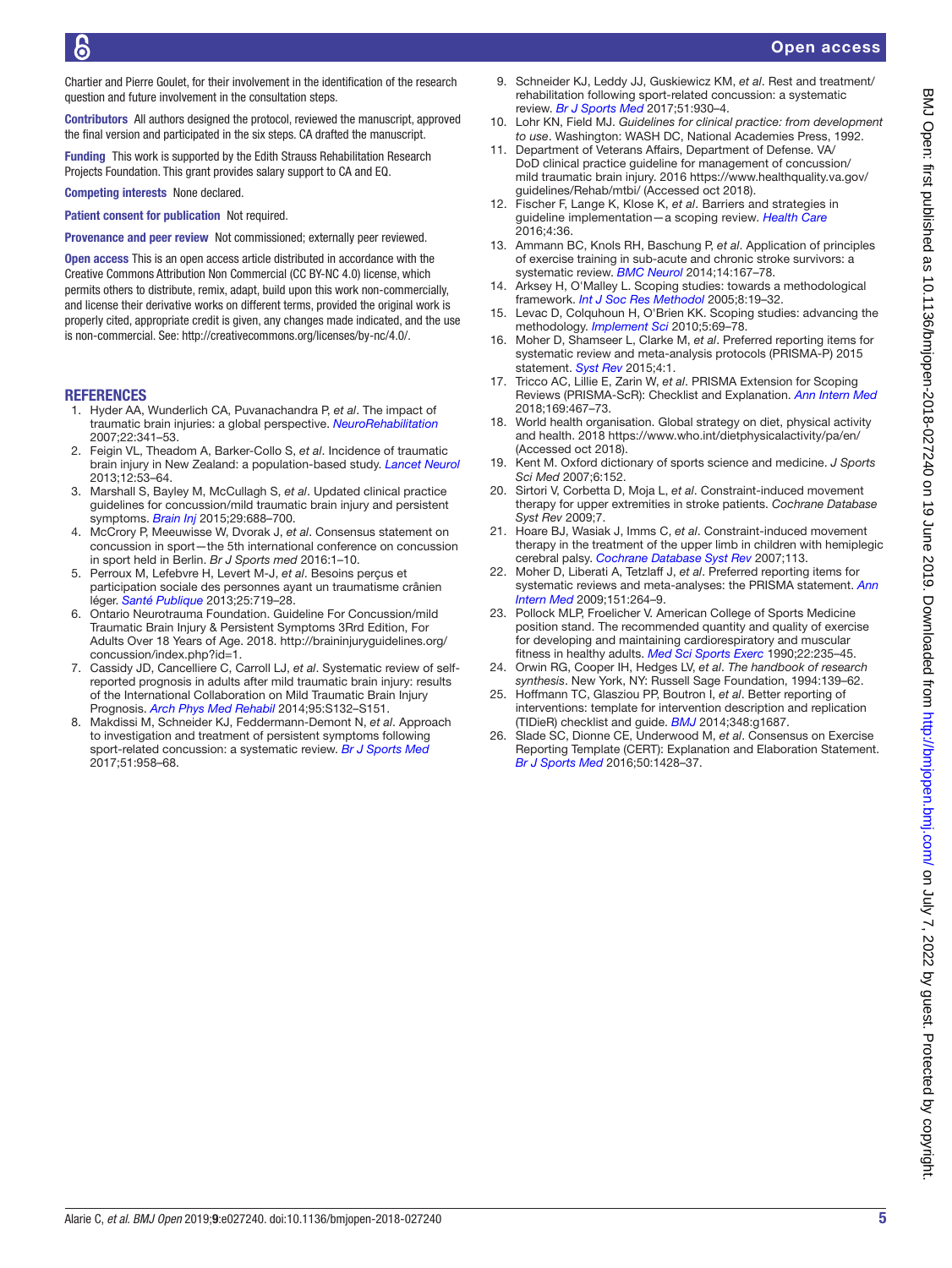Chartier and Pierre Goulet, for their involvement in the identification of the research question and future involvement in the consultation steps.

**Contributors** All authors designed the protocol, reviewed the manuscript, approved the final version and participated in the six steps. CA drafted the manuscript.

**Funding** This work is supported by the Edith Strauss Rehabilitation Research Projects Foundation. This grant provides salary support to CA and EQ.

**Competing interests** None declared.

**Patient consent for publication** Not required.

**Provenance and peer review** Not commissioned; externally peer reviewed.

**Open access** This is an open access article distributed in accordance with the Creative Commons Attribution Non Commercial (CC BY-NC 4.0) license, which permits others to distribute, remix, adapt, build upon this work non-commercially, and license their derivative works on different terms, provided the original work is properly cited, appropriate credit is given, any changes made indicated, and the use is non-commercial. See: http://creativecommons.org/licenses/by-nc/4.0/.

## REFERENCES

1. Hyder AA, Wunderlich CA, Puvanachandra P, *et al*. The impact of traumatic brain injuries: a global perspective. *NeuroRehabilitation* 2007;22:341–53.
2. Feigin VL, Theadom A, Barker-Collo S, *et al*. Incidence of traumatic brain injury in New Zealand: a population-based study. *Lancet Neurol* 2013;12:53–64.
3. Marshall S, Bayley M, McCullagh S, *et al*. Updated clinical practice guidelines for concussion/mild traumatic brain injury and persistent symptoms. *Brain Inj* 2015;29:688–700.
4. McCrory P, Meeuwisse W, Dvorak J, *et al*. Consensus statement on concussion in sport—the 5th international conference on concussion in sport held in Berlin. *Br J Sports med* 2016:1–10.
5. Perroux M, Lefebvre H, Levert M-J, *et al*. Besoins perçus et participation sociale des personnes ayant un traumatisme crânien léger. *Santé Publique* 2013;25:719–28.
6. Ontario Neurotrauma Foundation. Guideline For Concussion/mild Traumatic Brain Injury & Persistent Symptoms 3Rrd Edition, For Adults Over 18 Years of Age. 2018. http://braininjuryguidelines.org/concussion/index.php?id=1.
7. Cassidy JD, Cancelliere C, Carroll LJ, *et al*. Systematic review of self-reported prognosis in adults after mild traumatic brain injury: results of the International Collaboration on Mild Traumatic Brain Injury Prognosis. *Arch Phys Med Rehabil* 2014;95:S132–S151.
8. Makdissi M, Schneider KJ, Feddermann-Demont N, *et al*. Approach to investigation and treatment of persistent symptoms following sport-related concussion: a systematic review. *Br J Sports Med* 2017;51:958–68.
9. Schneider KJ, Leddy JJ, Guskiewicz KM, *et al*. Rest and treatment/rehabilitation following sport-related concussion: a systematic review. *Br J Sports Med* 2017;51:930–4.
10. Lohr KN, Field MJ. *Guidelines for clinical practice: from development to use*. Washington: WASH DC, National Academies Press, 1992.
11. Department of Veterans Affairs, Department of Defense. VA/DoD clinical practice guideline for management of concussion/mild traumatic brain injury. 2016 https://www.healthquality.va.gov/guidelines/Rehab/mtbi/ (Accessed oct 2018).
12. Fischer F, Lange K, Klose K, *et al*. Barriers and strategies in guideline implementation—a scoping review. *Health Care* 2016;4:36.
13. Ammann BC, Knols RH, Baschung P, *et al*. Application of principles of exercise training in sub-acute and chronic stroke survivors: a systematic review. *BMC Neurol* 2014;14:167–78.
14. Arksey H, O'Malley L. Scoping studies: towards a methodological framework. *Int J Soc Res Methodol* 2005;8:19–32.
15. Levac D, Colquhoun H, O'Brien KK. Scoping studies: advancing the methodology. *Implement Sci* 2010;5:69–78.
16. Moher D, Shamseer L, Clarke M, *et al*. Preferred reporting items for systematic review and meta-analysis protocols (PRISMA-P) 2015 statement. *Syst Rev* 2015;4:1.
17. Tricco AC, Lillie E, Zarin W, *et al*. PRISMA Extension for Scoping Reviews (PRISMA-ScR): Checklist and Explanation. *Ann Intern Med* 2018;169:467–73.
18. World health organisation. Global strategy on diet, physical activity and health. 2018 https://www.who.int/dietphysicalactivity/pa/en/ (Accessed oct 2018).
19. Kent M. Oxford dictionary of sports science and medicine. *J Sports Sci Med* 2007;6:152.
20. Sirtori V, Corbetta D, Moja L, *et al*. Constraint-induced movement therapy for upper extremities in stroke patients. *Cochrane Database Syst Rev* 2009;7.
21. Hoare BJ, Wasiak J, Imms C, *et al*. Constraint-induced movement therapy in the treatment of the upper limb in children with hemiplegic cerebral palsy. *Cochrane Database Syst Rev* 2007;113.
22. Moher D, Liberati A, Tetzlaff J, *et al*. Preferred reporting items for systematic reviews and meta-analyses: the PRISMA statement. *Ann Intern Med* 2009;151:264–9.
23. Pollock MLP, Froelicher V. American College of Sports Medicine position stand. The recommended quantity and quality of exercise for developing and maintaining cardiorespiratory and muscular fitness in healthy adults. *Med Sci Sports Exerc* 1990;22:235–45.
24. Orwin RG, Cooper IH, Hedges LV, *et al*. *The handbook of research synthesis*. New York, NY: Russell Sage Foundation, 1994:139–62.
25. Hoffmann TC, Glasziou PP, Boutron I, *et al*. Better reporting of interventions: template for intervention description and replication (TIDieR) checklist and guide. *BMJ* 2014;348:g1687.
26. Slade SC, Dionne CE, Underwood M, *et al*. Consensus on Exercise Reporting Template (CERT): Explanation and Elaboration Statement. *Br J Sports Med* 2016;50:1428–37.